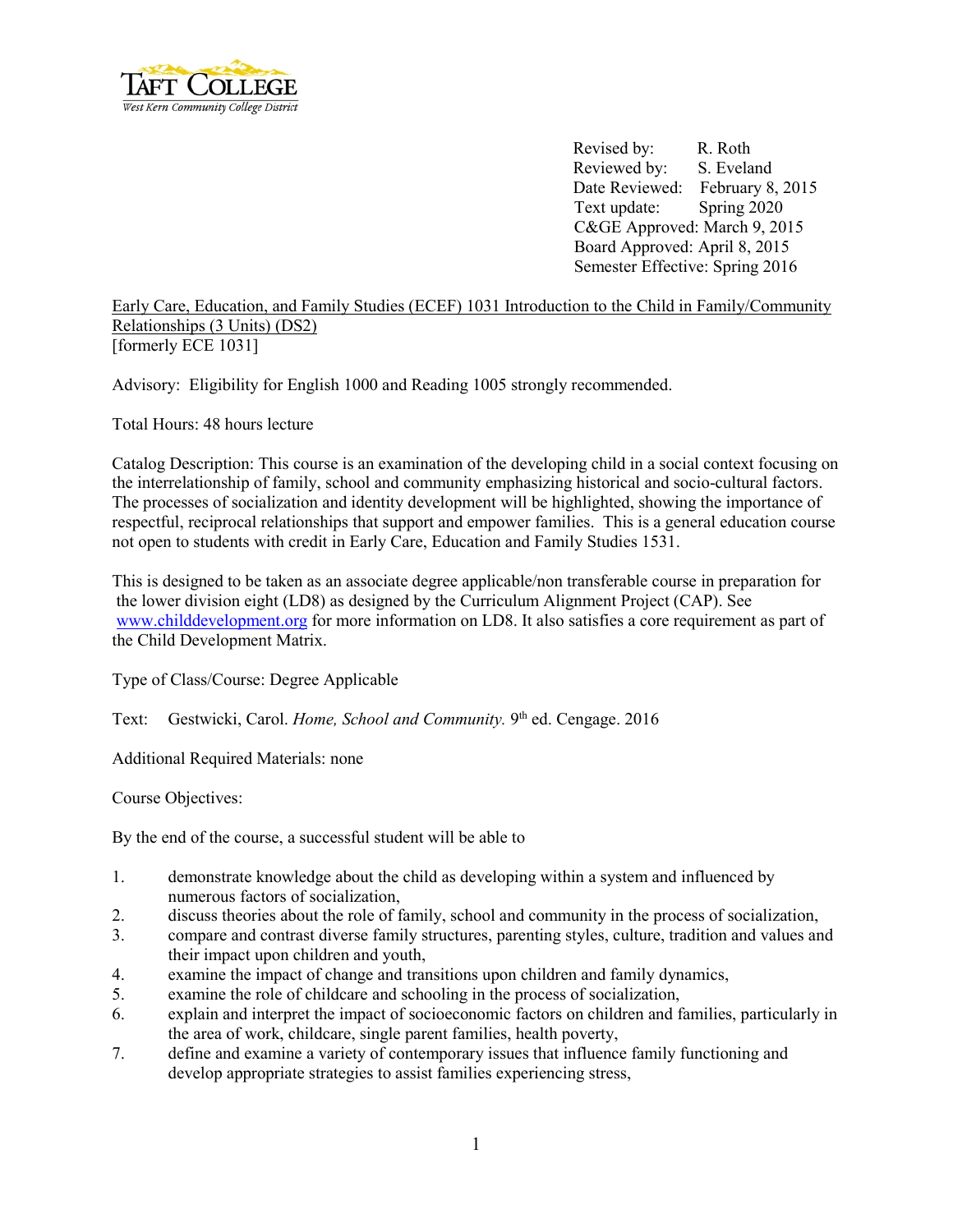Revised by: R. Roth
Reviewed by: S. Eveland
Date Reviewed: February 8, 2015
Text update: Spring 2020
C&GE Approved: March 9, 2015
Board Approved: April 8, 2015
Semester Effective: Spring 2016

Early Care, Education, and Family Studies (ECEF) 1031 Introduction to the Child in Family/Community Relationships (3 Units) (DS2)
[formerly ECE 1031]

Advisory: Eligibility for English 1000 and Reading 1005 strongly recommended.

Total Hours: 48 hours lecture

Catalog Description: This course is an examination of the developing child in a social context focusing on the interrelationship of family, school and community emphasizing historical and socio-cultural factors. The processes of socialization and identity development will be highlighted, showing the importance of respectful, reciprocal relationships that support and empower families. This is a general education course not open to students with credit in Early Care, Education and Family Studies 1531.

This is designed to be taken as an associate degree applicable/non transferable course in preparation for the lower division eight (LD8) as designed by the Curriculum Alignment Project (CAP). See www.childdevelopment.org for more information on LD8. It also satisfies a core requirement as part of the Child Development Matrix.

Type of Class/Course: Degree Applicable

Text: Gestwicki, Carol. *Home, School and Community.* 9th ed. Cengage. 2016

Additional Required Materials: none

Course Objectives:

By the end of the course, a successful student will be able to

1. demonstrate knowledge about the child as developing within a system and influenced by numerous factors of socialization,
2. discuss theories about the role of family, school and community in the process of socialization,
3. compare and contrast diverse family structures, parenting styles, culture, tradition and values and their impact upon children and youth,
4. examine the impact of change and transitions upon children and family dynamics,
5. examine the role of childcare and schooling in the process of socialization,
6. explain and interpret the impact of socioeconomic factors on children and families, particularly in the area of work, childcare, single parent families, health poverty,
7. define and examine a variety of contemporary issues that influence family functioning and develop appropriate strategies to assist families experiencing stress,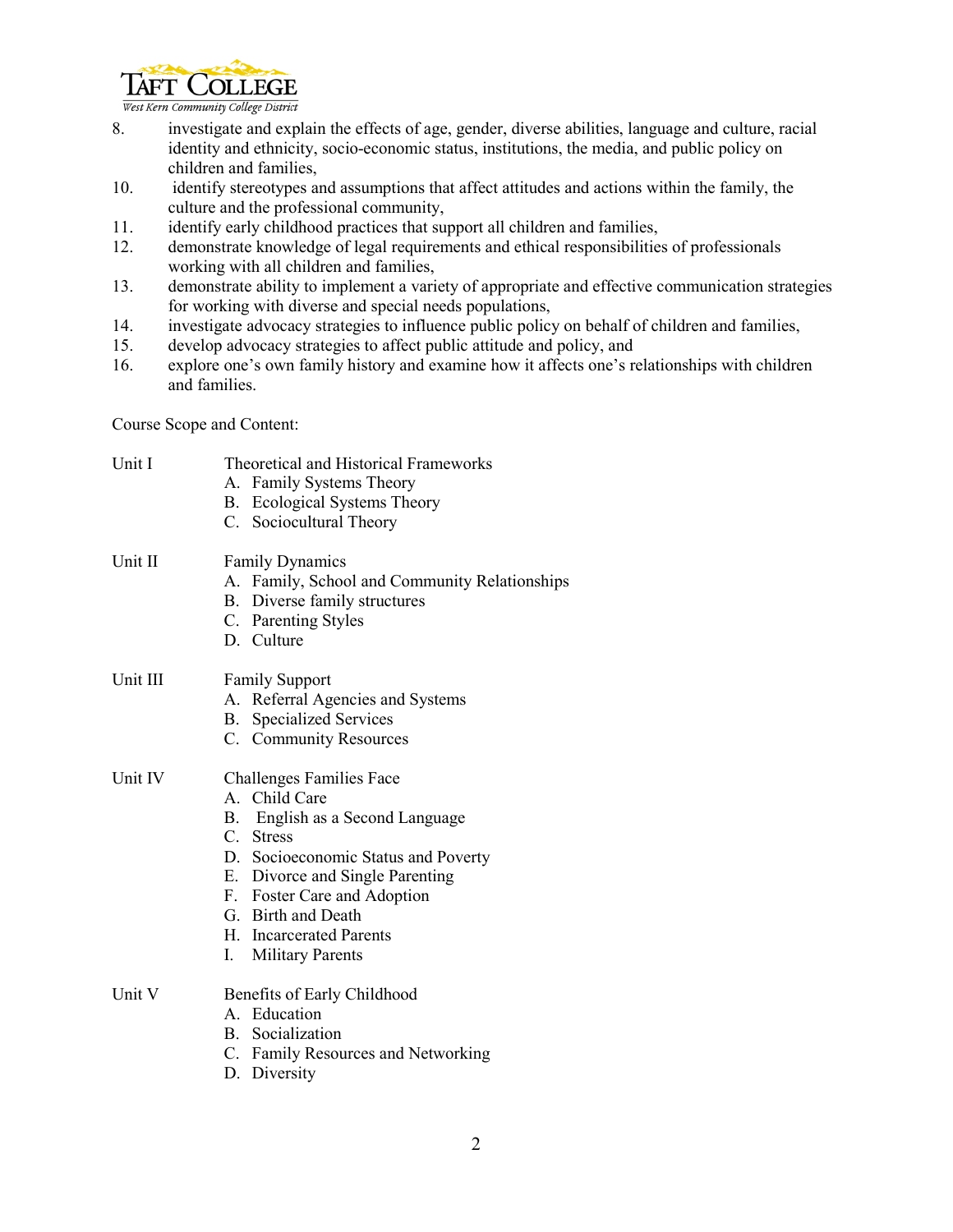8. investigate and explain the effects of age, gender, diverse abilities, language and culture, racial identity and ethnicity, socio-economic status, institutions, the media, and public policy on children and families,
10. identify stereotypes and assumptions that affect attitudes and actions within the family, the culture and the professional community,
11. identify early childhood practices that support all children and families,
12. demonstrate knowledge of legal requirements and ethical responsibilities of professionals working with all children and families,
13. demonstrate ability to implement a variety of appropriate and effective communication strategies for working with diverse and special needs populations,
14. investigate advocacy strategies to influence public policy on behalf of children and families,
15. develop advocacy strategies to affect public attitude and policy, and
16. explore one's own family history and examine how it affects one's relationships with children and families.

Course Scope and Content:

Unit I — Theoretical and Historical Frameworks

A. Family Systems Theory
B. Ecological Systems Theory
C. Sociocultural Theory

Unit II — Family Dynamics

A. Family, School and Community Relationships
B. Diverse family structures
C. Parenting Styles
D. Culture

Unit III — Family Support

A. Referral Agencies and Systems
B. Specialized Services
C. Community Resources

Unit IV — Challenges Families Face

A. Child Care
B. English as a Second Language
C. Stress
D. Socioeconomic Status and Poverty
E. Divorce and Single Parenting
F. Foster Care and Adoption
G. Birth and Death
H. Incarcerated Parents
I. Military Parents

Unit V — Benefits of Early Childhood

A. Education
B. Socialization
C. Family Resources and Networking
D. Diversity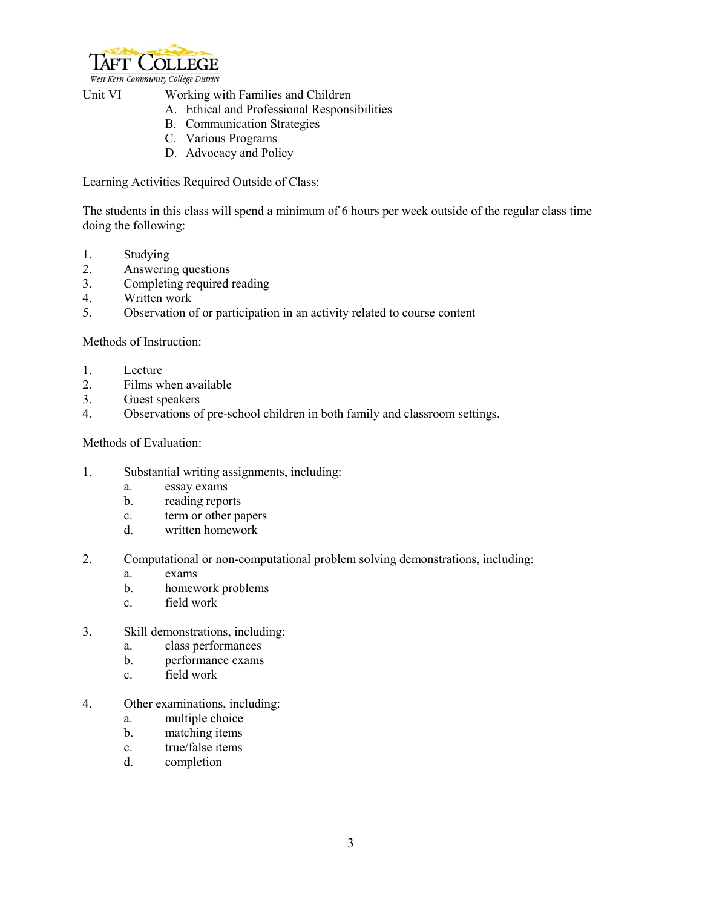Unit VI Working with Families and Children

A. Ethical and Professional Responsibilities
B. Communication Strategies
C. Various Programs
D. Advocacy and Policy

Learning Activities Required Outside of Class:

The students in this class will spend a minimum of 6 hours per week outside of the regular class time doing the following:

1. Studying
2. Answering questions
3. Completing required reading
4. Written work
5. Observation of or participation in an activity related to course content

Methods of Instruction:

1. Lecture
2. Films when available
3. Guest speakers
4. Observations of pre-school children in both family and classroom settings.

Methods of Evaluation:

1. Substantial writing assignments, including:
   a. essay exams
   b. reading reports
   c. term or other papers
   d. written homework

2. Computational or non-computational problem solving demonstrations, including:
   a. exams
   b. homework problems
   c. field work

3. Skill demonstrations, including:
   a. class performances
   b. performance exams
   c. field work

4. Other examinations, including:
   a. multiple choice
   b. matching items
   c. true/false items
   d. completion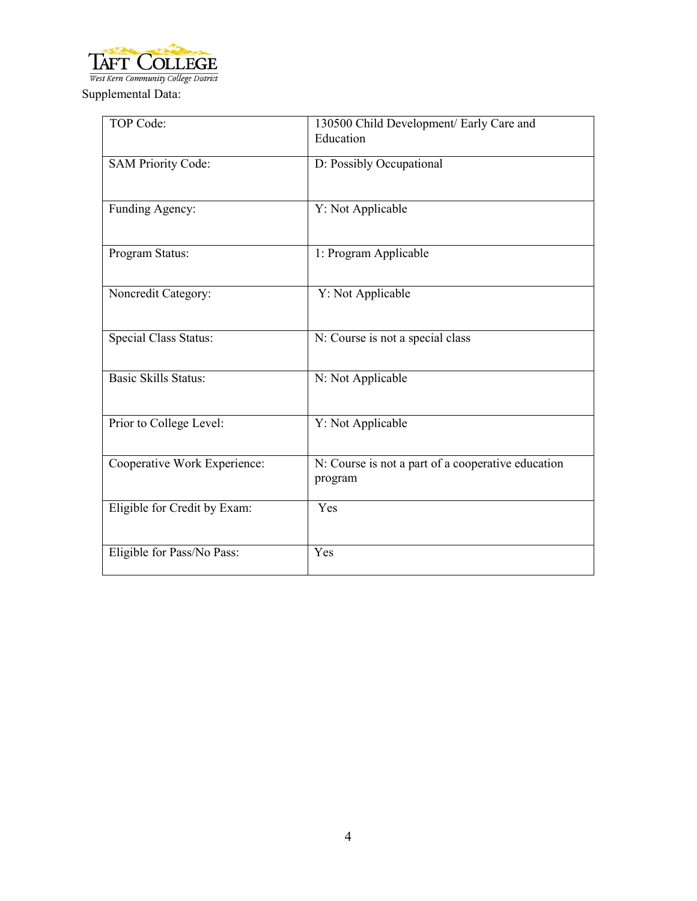Supplemental Data:

| | |
|---|---|
| TOP Code: | 130500 Child Development/ Early Care and Education |
| SAM Priority Code: | D: Possibly Occupational |
| Funding Agency: | Y: Not Applicable |
| Program Status: | 1: Program Applicable |
| Noncredit Category: | Y: Not Applicable |
| Special Class Status: | N: Course is not a special class |
| Basic Skills Status: | N: Not Applicable |
| Prior to College Level: | Y: Not Applicable |
| Cooperative Work Experience: | N: Course is not a part of a cooperative education program |
| Eligible for Credit by Exam: | Yes |
| Eligible for Pass/No Pass: | Yes |